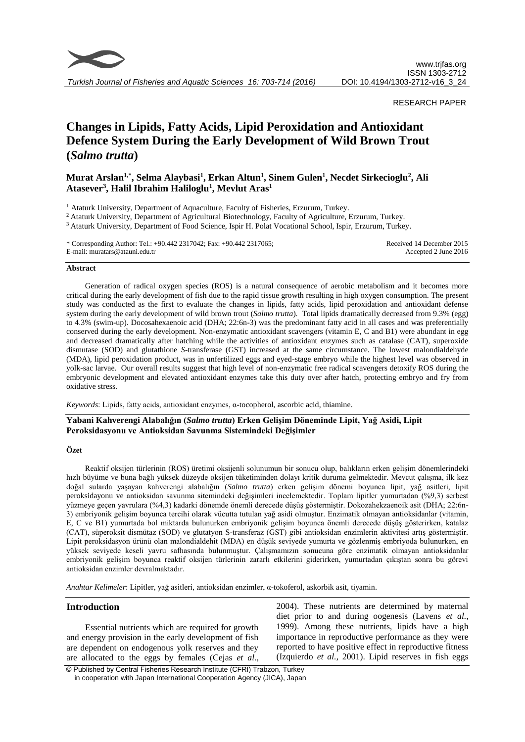RESEARCH PAPER

# Changes in Lipids, Fatty Acids, Lipid Peroxidation and Antioxidant Defence System During the Early Development of Wild Brown Trout (*Salmo trutta*)

**Murat Arslan[1,*], Selma Alaybasi[1], Erkan Altun[1], Sinem Gulen[1], Necdet Sirkecioglu[2], Ali Atasever[3], Halil Ibrahim Haliloglu[1], Mevlut Aras[1]**

[1] Ataturk University, Department of Aquaculture, Faculty of Fisheries, Erzurum, Turkey.
[2] Ataturk University, Department of Agricultural Biotechnology, Faculty of Agriculture, Erzurum, Turkey.
[3] Ataturk University, Department of Food Science, Ispir H. Polat Vocational School, Ispir, Erzurum, Turkey.

\* Corresponding Author: Tel.: +90.442 2317042; Fax: +90.442 2317065; E-mail: muratars@atauni.edu.tr

Received 14 December 2015
Accepted 2 June 2016

## Abstract

Generation of radical oxygen species (ROS) is a natural consequence of aerobic metabolism and it becomes more critical during the early development of fish due to the rapid tissue growth resulting in high oxygen consumption. The present study was conducted as the first to evaluate the changes in lipids, fatty acids, lipid peroxidation and antioxidant defense system during the early development of wild brown trout (*Salmo trutta*). Total lipids dramatically decreased from 9.3% (egg) to 4.3% (swim-up). Docosahexaenoic acid (DHA; 22:6n-3) was the predominant fatty acid in all cases and was preferentially conserved during the early development. Non-enzymatic antioxidant scavengers (vitamin E, C and B1) were abundant in egg and decreased dramatically after hatching while the activities of antioxidant enzymes such as catalase (CAT), superoxide dismutase (SOD) and glutathione *S*-transferase (GST) increased at the same circumstance. The lowest malondialdehyde (MDA), lipid peroxidation product, was in unfertilized eggs and eyed-stage embryo while the highest level was observed in yolk-sac larvae. Our overall results suggest that high level of non-enzymatic free radical scavengers detoxify ROS during the embryonic development and elevated antioxidant enzymes take this duty over after hatch, protecting embryo and fry from oxidative stress.

*Keywords*: Lipids, fatty acids, antioxidant enzymes, α-tocopherol, ascorbic acid, thiamine.

## Yabani Kahverengi Alabalığın (*Salmo trutta*) Erken Gelişim Döneminde Lipit, Yağ Asidi, Lipit Peroksidasyonu ve Antioksidan Savunma Sistemindeki Değişimler

### Özet

Reaktif oksijen türlerinin (ROS) üretimi oksijenli solunumun bir sonucu olup, balıkların erken gelişim dönemlerindeki hızlı büyüme ve buna bağlı yüksek düzeyde oksijen tüketiminden dolayı kritik duruma gelmektedir. Mevcut çalışma, ilk kez doğal sularda yaşayan kahverengi alabalığın (*Salmo trutta*) erken gelişim dönemi boyunca lipit, yağ asitleri, lipit peroksidayonu ve antioksidan savunma sitemindeki değişimleri incelemektedir. Toplam lipitler yumurtadan (%9,3) serbest yüzmeye geçen yavrulara (%4,3) kadarki dönemde önemli derecede düşüş göstermiştir. Dokozahekzaenoik asit (DHA; 22:6n-3) embriyonik gelişim boyunca tercihi olarak vücutta tutulan yağ asidi olmuştur. Enzimatik olmayan antioksidanlar (vitamin, E, C ve B1) yumurtada bol miktarda bulunurken embriyonik gelişim boyunca önemli derecede düşüş gösterirken, katalaz (CAT), süperoksit dismütaz (SOD) ve glutatyon S-transferaz (GST) gibi antioksidan enzimlerin aktivitesi artış göstermiştir. Lipit peroksidasyon ürünü olan malondialdehit (MDA) en düşük seviyede yumurta ve gözlenmiş embriyoda bulunurken, en yüksek seviyede keseli yavru safhasında bulunmuştur. Çalışmamızın sonucuna göre enzimatik olmayan antioksidanlar embriyonik gelişim boyunca reaktif oksijen türlerinin zararlı etkilerini giderirken, yumurtadan çıkıştan sonra bu görevi antioksidan enzimler devralmaktadır.

*Anahtar Kelimeler*: Lipitler, yağ asitleri, antioksidan enzimler, α-tokoferol, askorbik asit, tiyamin.

## Introduction

Essential nutrients which are required for growth and energy provision in the early development of fish are dependent on endogenous yolk reserves and they are allocated to the eggs by females (Cejas *et al.*, 2004). These nutrients are determined by maternal diet prior to and during oogenesis (Lavens *et al.*, 1999). Among these nutrients, lipids have a high importance in reproductive performance as they were reported to have positive effect in reproductive fitness (Izquierdo *et al.*, 2001). Lipid reserves in fish eggs

© Published by Central Fisheries Research Institute (CFRI) Trabzon, Turkey in cooperation with Japan International Cooperation Agency (JICA), Japan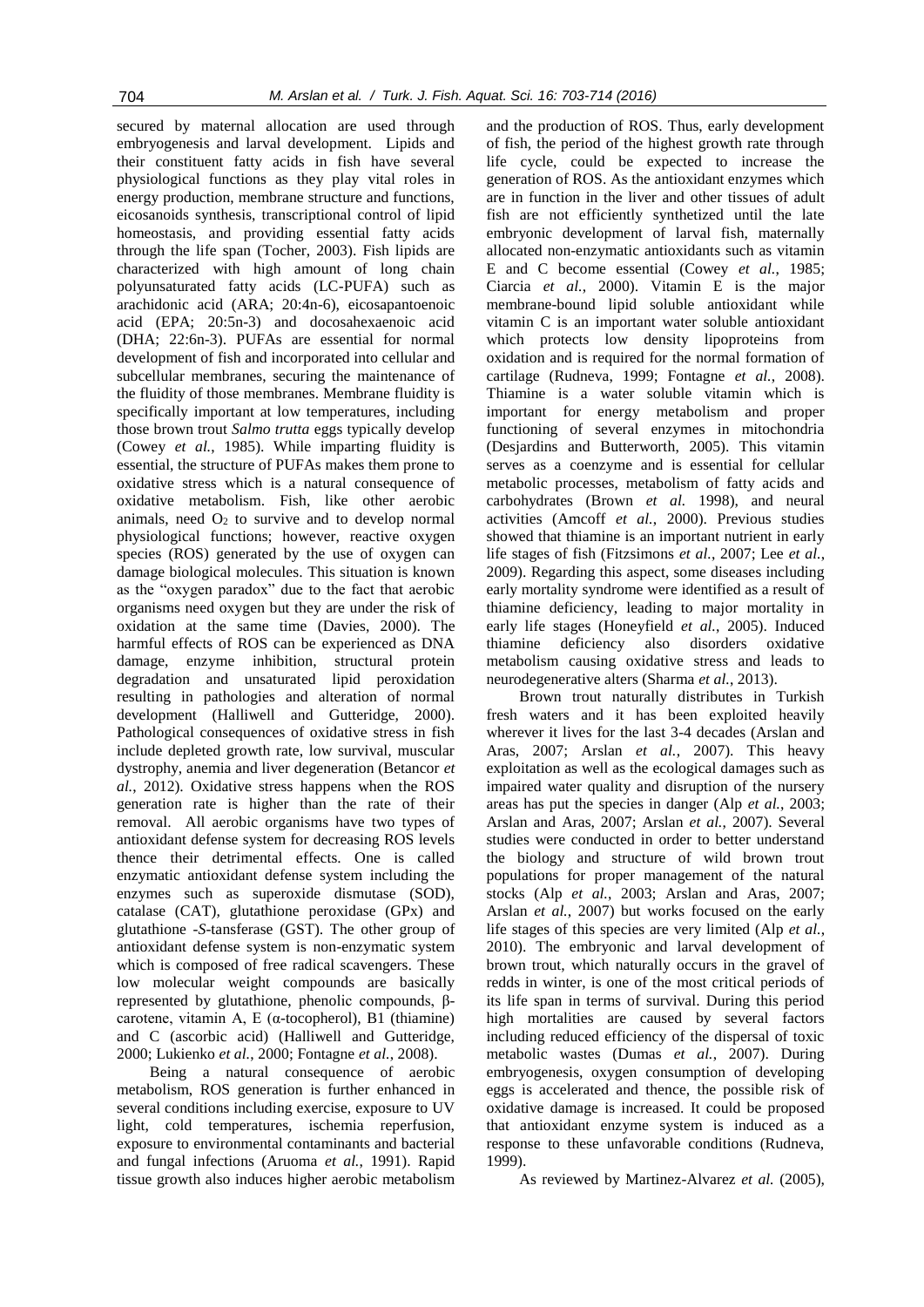secured by maternal allocation are used through embryogenesis and larval development. Lipids and their constituent fatty acids in fish have several physiological functions as they play vital roles in energy production, membrane structure and functions, eicosanoids synthesis, transcriptional control of lipid homeostasis, and providing essential fatty acids through the life span (Tocher, 2003). Fish lipids are characterized with high amount of long chain polyunsaturated fatty acids (LC-PUFA) such as arachidonic acid (ARA; 20:4n-6), eicosapantoenoic acid (EPA; 20:5n-3) and docosahexaenoic acid (DHA; 22:6n-3). PUFAs are essential for normal development of fish and incorporated into cellular and subcellular membranes, securing the maintenance of the fluidity of those membranes. Membrane fluidity is specifically important at low temperatures, including those brown trout *Salmo trutta* eggs typically develop (Cowey *et al.*, 1985). While imparting fluidity is essential, the structure of PUFAs makes them prone to oxidative stress which is a natural consequence of oxidative metabolism. Fish, like other aerobic animals, need $O_2$ to survive and to develop normal physiological functions; however, reactive oxygen species (ROS) generated by the use of oxygen can damage biological molecules. This situation is known as the "oxygen paradox" due to the fact that aerobic organisms need oxygen but they are under the risk of oxidation at the same time (Davies, 2000). The harmful effects of ROS can be experienced as DNA damage, enzyme inhibition, structural protein degradation and unsaturated lipid peroxidation resulting in pathologies and alteration of normal development (Halliwell and Gutteridge, 2000). Pathological consequences of oxidative stress in fish include depleted growth rate, low survival, muscular dystrophy, anemia and liver degeneration (Betancor *et al.*, 2012). Oxidative stress happens when the ROS generation rate is higher than the rate of their removal. All aerobic organisms have two types of antioxidant defense system for decreasing ROS levels thence their detrimental effects. One is called enzymatic antioxidant defense system including the enzymes such as superoxide dismutase (SOD), catalase (CAT), glutathione peroxidase (GPx) and glutathione -*S*-tansferase (GST). The other group of antioxidant defense system is non-enzymatic system which is composed of free radical scavengers. These low molecular weight compounds are basically represented by glutathione, phenolic compounds, β-carotene, vitamin A, E (α-tocopherol), B1 (thiamine) and C (ascorbic acid) (Halliwell and Gutteridge, 2000; Lukienko *et al.*, 2000; Fontagne *et al.*, 2008).

Being a natural consequence of aerobic metabolism, ROS generation is further enhanced in several conditions including exercise, exposure to UV light, cold temperatures, ischemia reperfusion, exposure to environmental contaminants and bacterial and fungal infections (Aruoma *et al.*, 1991). Rapid tissue growth also induces higher aerobic metabolism and the production of ROS. Thus, early development of fish, the period of the highest growth rate through life cycle, could be expected to increase the generation of ROS. As the antioxidant enzymes which are in function in the liver and other tissues of adult fish are not efficiently synthetized until the late embryonic development of larval fish, maternally allocated non-enzymatic antioxidants such as vitamin E and C become essential (Cowey *et al.*, 1985; Ciarcia *et al.*, 2000). Vitamin E is the major membrane-bound lipid soluble antioxidant while vitamin C is an important water soluble antioxidant which protects low density lipoproteins from oxidation and is required for the normal formation of cartilage (Rudneva, 1999; Fontagne *et al.*, 2008). Thiamine is a water soluble vitamin which is important for energy metabolism and proper functioning of several enzymes in mitochondria (Desjardins and Butterworth, 2005). This vitamin serves as a coenzyme and is essential for cellular metabolic processes, metabolism of fatty acids and carbohydrates (Brown *et al.* 1998), and neural activities (Amcoff *et al.*, 2000). Previous studies showed that thiamine is an important nutrient in early life stages of fish (Fitzsimons *et al.*, 2007; Lee *et al.*, 2009). Regarding this aspect, some diseases including early mortality syndrome were identified as a result of thiamine deficiency, leading to major mortality in early life stages (Honeyfield *et al.*, 2005). Induced thiamine deficiency also disorders oxidative metabolism causing oxidative stress and leads to neurodegenerative alters (Sharma *et al.*, 2013).

Brown trout naturally distributes in Turkish fresh waters and it has been exploited heavily wherever it lives for the last 3-4 decades (Arslan and Aras, 2007; Arslan *et al.*, 2007). This heavy exploitation as well as the ecological damages such as impaired water quality and disruption of the nursery areas has put the species in danger (Alp *et al.*, 2003; Arslan and Aras, 2007; Arslan *et al.*, 2007). Several studies were conducted in order to better understand the biology and structure of wild brown trout populations for proper management of the natural stocks (Alp *et al.*, 2003; Arslan and Aras, 2007; Arslan *et al.*, 2007) but works focused on the early life stages of this species are very limited (Alp *et al.*, 2010). The embryonic and larval development of brown trout, which naturally occurs in the gravel of redds in winter, is one of the most critical periods of its life span in terms of survival. During this period high mortalities are caused by several factors including reduced efficiency of the dispersal of toxic metabolic wastes (Dumas *et al.*, 2007). During embryogenesis, oxygen consumption of developing eggs is accelerated and thence, the possible risk of oxidative damage is increased. It could be proposed that antioxidant enzyme system is induced as a response to these unfavorable conditions (Rudneva, 1999).

As reviewed by Martinez-Alvarez *et al.* (2005),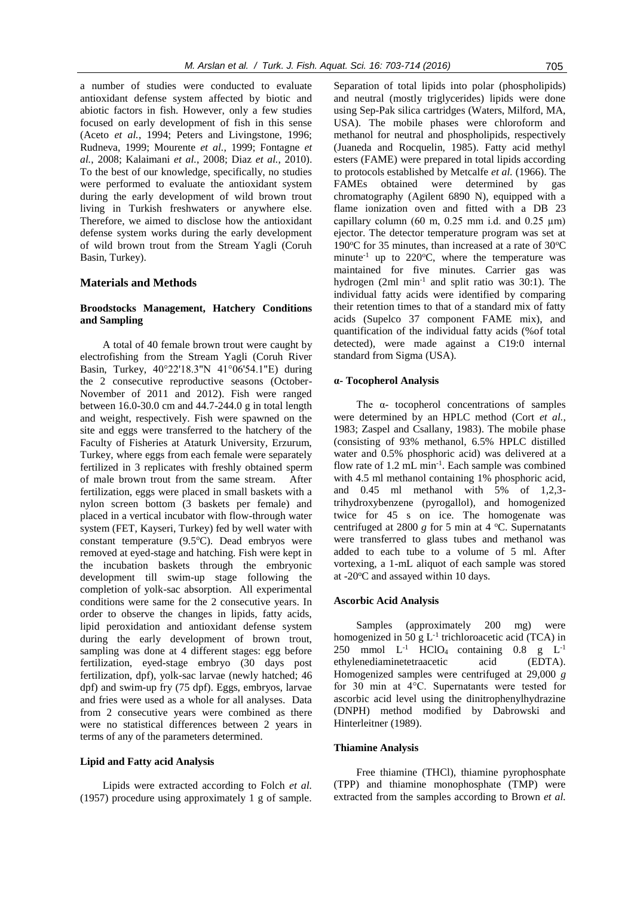a number of studies were conducted to evaluate antioxidant defense system affected by biotic and abiotic factors in fish. However, only a few studies focused on early development of fish in this sense (Aceto *et al.*, 1994; Peters and Livingstone, 1996; Rudneva, 1999; Mourente *et al.*, 1999; Fontagne *et al.*, 2008; Kalaimani *et al.*, 2008; Diaz *et al.*, 2010). To the best of our knowledge, specifically, no studies were performed to evaluate the antioxidant system during the early development of wild brown trout living in Turkish freshwaters or anywhere else. Therefore, we aimed to disclose how the antioxidant defense system works during the early development of wild brown trout from the Stream Yagli (Coruh Basin, Turkey).

## Materials and Methods

### Broodstocks Management, Hatchery Conditions and Sampling

A total of 40 female brown trout were caught by electrofishing from the Stream Yagli (Coruh River Basin, Turkey, 40°22'18.3"N 41°06'54.1"E) during the 2 consecutive reproductive seasons (October-November of 2011 and 2012). Fish were ranged between 16.0-30.0 cm and 44.7-244.0 g in total length and weight, respectively. Fish were spawned on the site and eggs were transferred to the hatchery of the Faculty of Fisheries at Ataturk University, Erzurum, Turkey, where eggs from each female were separately fertilized in 3 replicates with freshly obtained sperm of male brown trout from the same stream. After fertilization, eggs were placed in small baskets with a nylon screen bottom (3 baskets per female) and placed in a vertical incubator with flow-through water system (FET, Kayseri, Turkey) fed by well water with constant temperature (9.5°C). Dead embryos were removed at eyed-stage and hatching. Fish were kept in the incubation baskets through the embryonic development till swim-up stage following the completion of yolk-sac absorption. All experimental conditions were same for the 2 consecutive years. In order to observe the changes in lipids, fatty acids, lipid peroxidation and antioxidant defense system during the early development of brown trout, sampling was done at 4 different stages: egg before fertilization, eyed-stage embryo (30 days post fertilization, dpf), yolk-sac larvae (newly hatched; 46 dpf) and swim-up fry (75 dpf). Eggs, embryos, larvae and fries were used as a whole for all analyses. Data from 2 consecutive years were combined as there were no statistical differences between 2 years in terms of any of the parameters determined.

### Lipid and Fatty acid Analysis

Lipids were extracted according to Folch *et al.* (1957) procedure using approximately 1 g of sample. Separation of total lipids into polar (phospholipids) and neutral (mostly triglycerides) lipids were done using Sep-Pak silica cartridges (Waters, Milford, MA, USA). The mobile phases were chloroform and methanol for neutral and phospholipids, respectively (Juaneda and Rocquelin, 1985). Fatty acid methyl esters (FAME) were prepared in total lipids according to protocols established by Metcalfe *et al.* (1966). The FAMEs obtained were determined by gas chromatography (Agilent 6890 N), equipped with a flame ionization oven and fitted with a DB 23 capillary column (60 m, 0.25 mm i.d. and 0.25 μm) ejector. The detector temperature program was set at 190°C for 35 minutes, than increased at a rate of 30°C minute$^{-1}$ up to 220°C, where the temperature was maintained for five minutes. Carrier gas was hydrogen (2ml min$^{-1}$ and split ratio was 30:1). The individual fatty acids were identified by comparing their retention times to that of a standard mix of fatty acids (Supelco 37 component FAME mix), and quantification of the individual fatty acids (%of total detected), were made against a C19:0 internal standard from Sigma (USA).

### α- Tocopherol Analysis

The α- tocopherol concentrations of samples were determined by an HPLC method (Cort *et al.*, 1983; Zaspel and Csallany, 1983). The mobile phase (consisting of 93% methanol, 6.5% HPLC distilled water and 0.5% phosphoric acid) was delivered at a flow rate of 1.2 mL min$^{-1}$. Each sample was combined with 4.5 ml methanol containing 1% phosphoric acid, and 0.45 ml methanol with 5% of 1,2,3-trihydroxybenzene (pyrogallol), and homogenized twice for 45 s on ice. The homogenate was centrifuged at 2800 *g* for 5 min at 4 °C. Supernatants were transferred to glass tubes and methanol was added to each tube to a volume of 5 ml. After vortexing, a 1-mL aliquot of each sample was stored at -20°C and assayed within 10 days.

### Ascorbic Acid Analysis

Samples (approximately 200 mg) were homogenized in 50 g L$^{-1}$ trichloroacetic acid (TCA) in 250 mmol L$^{-1}$ $HClO_4$ containing 0.8 g L$^{-1}$ ethylenediaminetetraacetic acid (EDTA). Homogenized samples were centrifuged at 29,000 *g* for 30 min at 4°C. Supernatants were tested for ascorbic acid level using the dinitrophenylhydrazine (DNPH) method modified by Dabrowski and Hinterleitner (1989).

### Thiamine Analysis

Free thiamine (THCl), thiamine pyrophosphate (TPP) and thiamine monophosphate (TMP) were extracted from the samples according to Brown *et al.*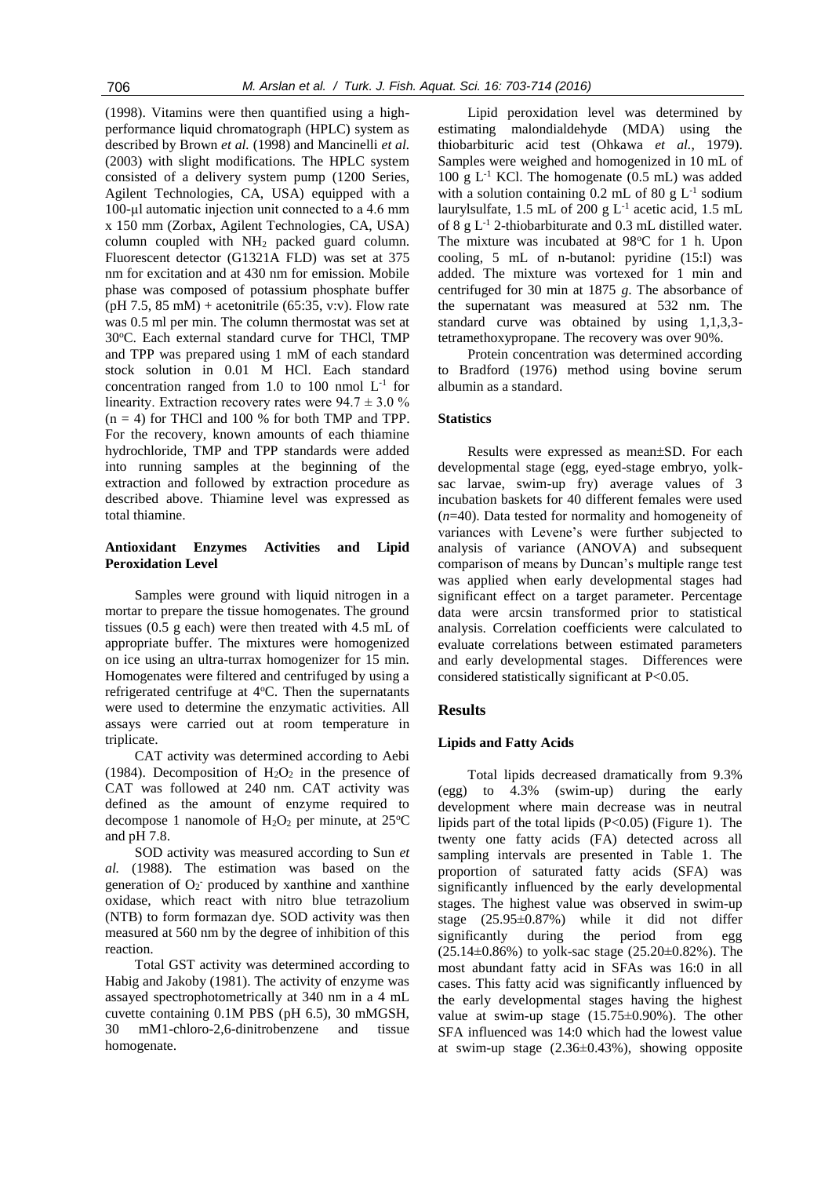(1998). Vitamins were then quantified using a high-performance liquid chromatograph (HPLC) system as described by Brown *et al.* (1998) and Mancinelli *et al.* (2003) with slight modifications. The HPLC system consisted of a delivery system pump (1200 Series, Agilent Technologies, CA, USA) equipped with a 100-µl automatic injection unit connected to a 4.6 mm x 150 mm (Zorbax, Agilent Technologies, CA, USA) column coupled with $NH_2$ packed guard column. Fluorescent detector (G1321A FLD) was set at 375 nm for excitation and at 430 nm for emission. Mobile phase was composed of potassium phosphate buffer (pH 7.5, 85 mM) + acetonitrile (65:35, v:v). Flow rate was 0.5 ml per min. The column thermostat was set at 30°C. Each external standard curve for THCl, TMP and TPP was prepared using 1 mM of each standard stock solution in 0.01 M HCl. Each standard concentration ranged from 1.0 to 100 nmol $L^{-1}$ for linearity. Extraction recovery rates were $94.7 \pm 3.0$ % ($n = 4$) for THCl and 100 % for both TMP and TPP. For the recovery, known amounts of each thiamine hydrochloride, TMP and TPP standards were added into running samples at the beginning of the extraction and followed by extraction procedure as described above. Thiamine level was expressed as total thiamine.

### Antioxidant Enzymes Activities and Lipid Peroxidation Level

Samples were ground with liquid nitrogen in a mortar to prepare the tissue homogenates. The ground tissues (0.5 g each) were then treated with 4.5 mL of appropriate buffer. The mixtures were homogenized on ice using an ultra-turrax homogenizer for 15 min. Homogenates were filtered and centrifuged by using a refrigerated centrifuge at 4°C. Then the supernatants were used to determine the enzymatic activities. All assays were carried out at room temperature in triplicate.

CAT activity was determined according to Aebi (1984). Decomposition of $H_2O_2$ in the presence of CAT was followed at 240 nm. CAT activity was defined as the amount of enzyme required to decompose 1 nanomole of $H_2O_2$ per minute, at 25°C and pH 7.8.

SOD activity was measured according to Sun *et al.* (1988). The estimation was based on the generation of $O_2^-$ produced by xanthine and xanthine oxidase, which react with nitro blue tetrazolium (NTB) to form formazan dye. SOD activity was then measured at 560 nm by the degree of inhibition of this reaction.

Total GST activity was determined according to Habig and Jakoby (1981). The activity of enzyme was assayed spectrophotometrically at 340 nm in a 4 mL cuvette containing 0.1M PBS (pH 6.5), 30 mMGSH, 30 mM1-chloro-2,6-dinitrobenzene and tissue homogenate.

Lipid peroxidation level was determined by estimating malondialdehyde (MDA) using the thiobarbituric acid test (Ohkawa *et al.*, 1979). Samples were weighed and homogenized in 10 mL of 100 g $L^{-1}$ KCl. The homogenate (0.5 mL) was added with a solution containing 0.2 mL of 80 g $L^{-1}$ sodium laurylsulfate, 1.5 mL of 200 g $L^{-1}$ acetic acid, 1.5 mL of 8 g $L^{-1}$ 2-thiobarbiturate and 0.3 mL distilled water. The mixture was incubated at 98°C for 1 h. Upon cooling, 5 mL of n-butanol: pyridine (15:l) was added. The mixture was vortexed for 1 min and centrifuged for 30 min at 1875 *g*. The absorbance of the supernatant was measured at 532 nm. The standard curve was obtained by using 1,1,3,3-tetramethoxypropane. The recovery was over 90%.

Protein concentration was determined according to Bradford (1976) method using bovine serum albumin as a standard.

### Statistics

Results were expressed as mean±SD. For each developmental stage (egg, eyed-stage embryo, yolk-sac larvae, swim-up fry) average values of 3 incubation baskets for 40 different females were used ($n$=40). Data tested for normality and homogeneity of variances with Levene's were further subjected to analysis of variance (ANOVA) and subsequent comparison of means by Duncan's multiple range test was applied when early developmental stages had significant effect on a target parameter. Percentage data were arcsin transformed prior to statistical analysis. Correlation coefficients were calculated to evaluate correlations between estimated parameters and early developmental stages. Differences were considered statistically significant at $P<0.05$.

## Results

### Lipids and Fatty Acids

Total lipids decreased dramatically from 9.3% (egg) to 4.3% (swim-up) during the early development where main decrease was in neutral lipids part of the total lipids ($P<0.05$) (Figure 1). The twenty one fatty acids (FA) detected across all sampling intervals are presented in Table 1. The proportion of saturated fatty acids (SFA) was significantly influenced by the early developmental stages. The highest value was observed in swim-up stage (25.95±0.87%) while it did not differ significantly during the period from egg (25.14±0.86%) to yolk-sac stage (25.20±0.82%). The most abundant fatty acid in SFAs was 16:0 in all cases. This fatty acid was significantly influenced by the early developmental stages having the highest value at swim-up stage (15.75±0.90%). The other SFA influenced was 14:0 which had the lowest value at swim-up stage (2.36±0.43%), showing opposite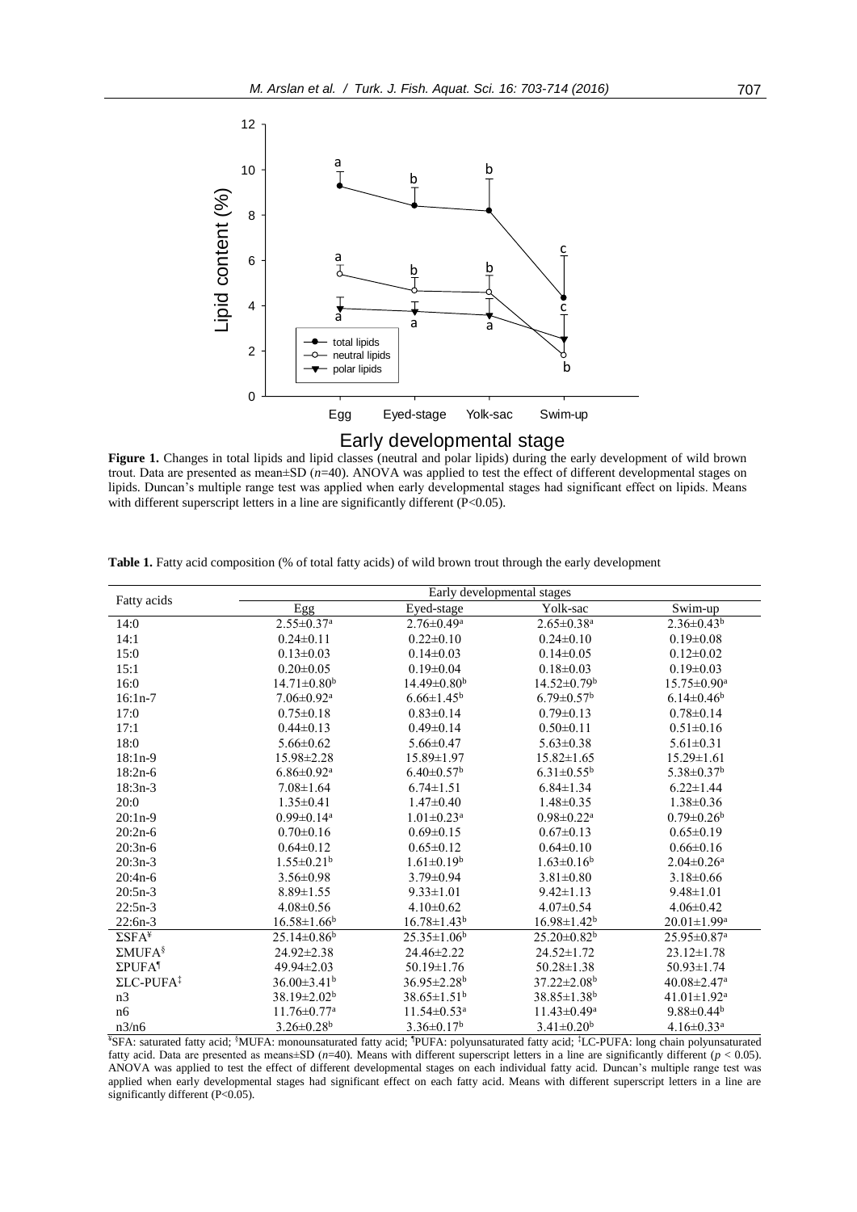**Figure 1.** Changes in total lipids and lipid classes (neutral and polar lipids) during the early development of wild brown trout. Data are presented as mean±SD ($n$=40). ANOVA was applied to test the effect of different developmental stages on lipids. Duncan's multiple range test was applied when early developmental stages had significant effect on lipids. Means with different superscript letters in a line are significantly different (P<0.05).

**Table 1.** Fatty acid composition (% of total fatty acids) of wild brown trout through the early development

| Fatty acids | Early developmental stages | | | |
|---|---|---|---|---|
| | Egg | Eyed-stage | Yolk-sac | Swim-up |
| 14:0 | 2.55±0.37[a] | 2.76±0.49[a] | 2.65±0.38[a] | 2.36±0.43[b] |
| 14:1 | 0.24±0.11 | 0.22±0.10 | 0.24±0.10 | 0.19±0.08 |
| 15:0 | 0.13±0.03 | 0.14±0.03 | 0.14±0.05 | 0.12±0.02 |
| 15:1 | 0.20±0.05 | 0.19±0.04 | 0.18±0.03 | 0.19±0.03 |
| 16:0 | 14.71±0.80[b] | 14.49±0.80[b] | 14.52±0.79[b] | 15.75±0.90[a] |
| 16:1n-7 | 7.06±0.92[a] | 6.66±1.45[b] | 6.79±0.57[b] | 6.14±0.46[b] |
| 17:0 | 0.75±0.18 | 0.83±0.14 | 0.79±0.13 | 0.78±0.14 |
| 17:1 | 0.44±0.13 | 0.49±0.14 | 0.50±0.11 | 0.51±0.16 |
| 18:0 | 5.66±0.62 | 5.66±0.47 | 5.63±0.38 | 5.61±0.31 |
| 18:1n-9 | 15.98±2.28 | 15.89±1.97 | 15.82±1.65 | 15.29±1.61 |
| 18:2n-6 | 6.86±0.92[a] | 6.40±0.57[b] | 6.31±0.55[b] | 5.38±0.37[b] |
| 18:3n-3 | 7.08±1.64 | 6.74±1.51 | 6.84±1.34 | 6.22±1.44 |
| 20:0 | 1.35±0.41 | 1.47±0.40 | 1.48±0.35 | 1.38±0.36 |
| 20:1n-9 | 0.99±0.14[a] | 1.01±0.23[a] | 0.98±0.22[a] | 0.79±0.26[b] |
| 20:2n-6 | 0.70±0.16 | 0.69±0.15 | 0.67±0.13 | 0.65±0.19 |
| 20:3n-6 | 0.64±0.12 | 0.65±0.12 | 0.64±0.10 | 0.66±0.16 |
| 20:3n-3 | 1.55±0.21[b] | 1.61±0.19[b] | 1.63±0.16[b] | 2.04±0.26[a] |
| 20:4n-6 | 3.56±0.98 | 3.79±0.94 | 3.81±0.80 | 3.18±0.66 |
| 20:5n-3 | 8.89±1.55 | 9.33±1.01 | 9.42±1.13 | 9.48±1.01 |
| 22:5n-3 | 4.08±0.56 | 4.10±0.62 | 4.07±0.54 | 4.06±0.42 |
| 22:6n-3 | 16.58±1.66[b] | 16.78±1.43[b] | 16.98±1.42[b] | 20.01±1.99[a] |
| ΣSFA[¥] | 25.14±0.86[b] | 25.35±1.06[b] | 25.20±0.82[b] | 25.95±0.87[a] |
| ΣMUFA[§] | 24.92±2.38 | 24.46±2.22 | 24.52±1.72 | 23.12±1.78 |
| ΣPUFA[¶] | 49.94±2.03 | 50.19±1.76 | 50.28±1.38 | 50.93±1.74 |
| ΣLC-PUFA[‡] | 36.00±3.41[b] | 36.95±2.28[b] | 37.22±2.08[b] | 40.08±2.47[a] |
| n3 | 38.19±2.02[b] | 38.65±1.51[b] | 38.85±1.38[b] | 41.01±1.92[a] |
| n6 | 11.76±0.77[a] | 11.54±0.53[a] | 11.43±0.49[a] | 9.88±0.44[b] |
| n3/n6 | 3.26±0.28[b] | 3.36±0.17[b] | 3.41±0.20[b] | 4.16±0.33[a] |

[¥]SFA: saturated fatty acid; [§]MUFA: monounsaturated fatty acid; [¶]PUFA: polyunsaturated fatty acid; [‡]LC-PUFA: long chain polyunsaturated fatty acid. Data are presented as means±SD ($n$=40). Means with different superscript letters in a line are significantly different ($p < 0.05$). ANOVA was applied to test the effect of different developmental stages on each individual fatty acid. Duncan's multiple range test was applied when early developmental stages had significant effect on each fatty acid. Means with different superscript letters in a line are significantly different (P<0.05).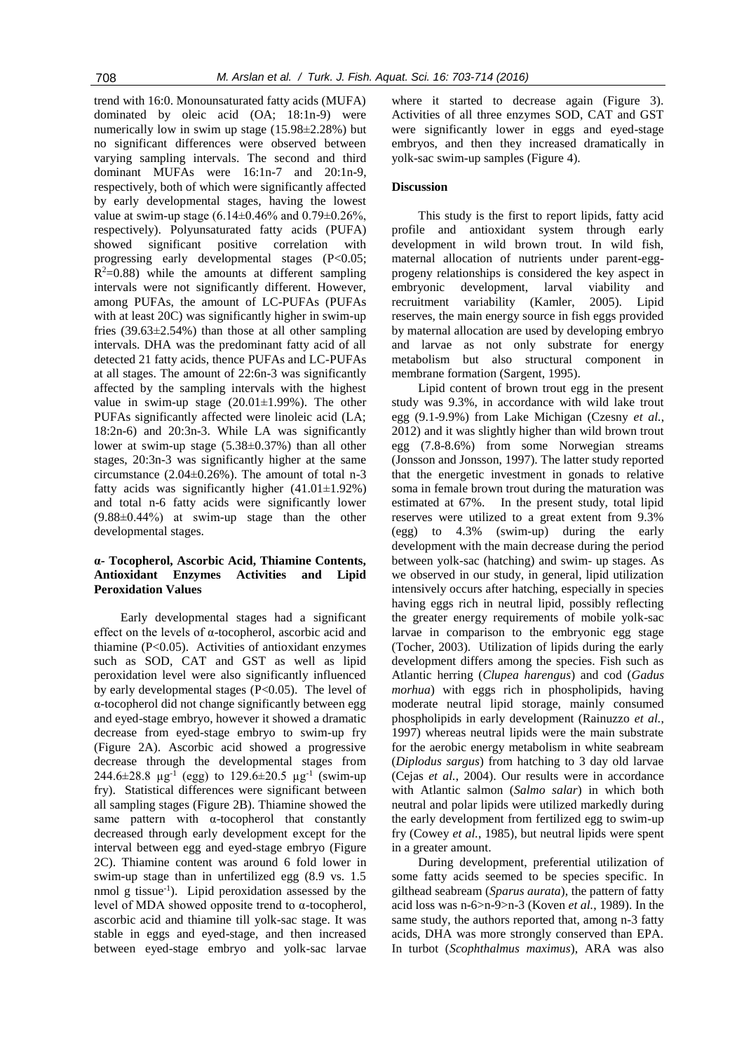trend with 16:0. Monounsaturated fatty acids (MUFA) dominated by oleic acid (OA; 18:1n-9) were numerically low in swim up stage (15.98±2.28%) but no significant differences were observed between varying sampling intervals. The second and third dominant MUFAs were 16:1n-7 and 20:1n-9, respectively, both of which were significantly affected by early developmental stages, having the lowest value at swim-up stage (6.14±0.46% and 0.79±0.26%, respectively). Polyunsaturated fatty acids (PUFA) showed significant positive correlation with progressing early developmental stages ($P<0.05$; $R^2=0.88$) while the amounts at different sampling intervals were not significantly different. However, among PUFAs, the amount of LC-PUFAs (PUFAs with at least 20C) was significantly higher in swim-up fries (39.63±2.54%) than those at all other sampling intervals. DHA was the predominant fatty acid of all detected 21 fatty acids, thence PUFAs and LC-PUFAs at all stages. The amount of 22:6n-3 was significantly affected by the sampling intervals with the highest value in swim-up stage (20.01±1.99%). The other PUFAs significantly affected were linoleic acid (LA; 18:2n-6) and 20:3n-3. While LA was significantly lower at swim-up stage (5.38±0.37%) than all other stages, 20:3n-3 was significantly higher at the same circumstance (2.04±0.26%). The amount of total n-3 fatty acids was significantly higher (41.01±1.92%) and total n-6 fatty acids were significantly lower (9.88±0.44%) at swim-up stage than the other developmental stages.

### α- Tocopherol, Ascorbic Acid, Thiamine Contents, Antioxidant Enzymes Activities and Lipid Peroxidation Values

Early developmental stages had a significant effect on the levels of α-tocopherol, ascorbic acid and thiamine ($P<0.05$). Activities of antioxidant enzymes such as SOD, CAT and GST as well as lipid peroxidation level were also significantly influenced by early developmental stages ($P<0.05$). The level of α-tocopherol did not change significantly between egg and eyed-stage embryo, however it showed a dramatic decrease from eyed-stage embryo to swim-up fry (Figure 2A). Ascorbic acid showed a progressive decrease through the developmental stages from 244.6±28.8 $\mu g^{-1}$ (egg) to 129.6±20.5 $\mu g^{-1}$ (swim-up fry). Statistical differences were significant between all sampling stages (Figure 2B). Thiamine showed the same pattern with α-tocopherol that constantly decreased through early development except for the interval between egg and eyed-stage embryo (Figure 2C). Thiamine content was around 6 fold lower in swim-up stage than in unfertilized egg (8.9 vs. 1.5 nmol g tissue$^{-1}$). Lipid peroxidation assessed by the level of MDA showed opposite trend to α-tocopherol, ascorbic acid and thiamine till yolk-sac stage. It was stable in eggs and eyed-stage, and then increased between eyed-stage embryo and yolk-sac larvae where it started to decrease again (Figure 3). Activities of all three enzymes SOD, CAT and GST were significantly lower in eggs and eyed-stage embryos, and then they increased dramatically in yolk-sac swim-up samples (Figure 4).

## Discussion

This study is the first to report lipids, fatty acid profile and antioxidant system through early development in wild brown trout. In wild fish, maternal allocation of nutrients under parent-egg-progeny relationships is considered the key aspect in embryonic development, larval viability and recruitment variability (Kamler, 2005). Lipid reserves, the main energy source in fish eggs provided by maternal allocation are used by developing embryo and larvae as not only substrate for energy metabolism but also structural component in membrane formation (Sargent, 1995).

Lipid content of brown trout egg in the present study was 9.3%, in accordance with wild lake trout egg (9.1-9.9%) from Lake Michigan (Czesny *et al.*, 2012) and it was slightly higher than wild brown trout egg (7.8-8.6%) from some Norwegian streams (Jonsson and Jonsson, 1997). The latter study reported that the energetic investment in gonads to relative soma in female brown trout during the maturation was estimated at 67%. In the present study, total lipid reserves were utilized to a great extent from 9.3% (egg) to 4.3% (swim-up) during the early development with the main decrease during the period between yolk-sac (hatching) and swim- up stages. As we observed in our study, in general, lipid utilization intensively occurs after hatching, especially in species having eggs rich in neutral lipid, possibly reflecting the greater energy requirements of mobile yolk-sac larvae in comparison to the embryonic egg stage (Tocher, 2003). Utilization of lipids during the early development differs among the species. Fish such as Atlantic herring (*Clupea harengus*) and cod (*Gadus morhua*) with eggs rich in phospholipids, having moderate neutral lipid storage, mainly consumed phospholipids in early development (Rainuzzo *et al.*, 1997) whereas neutral lipids were the main substrate for the aerobic energy metabolism in white seabream (*Diplodus sargus*) from hatching to 3 day old larvae (Cejas *et al.*, 2004). Our results were in accordance with Atlantic salmon (*Salmo salar*) in which both neutral and polar lipids were utilized markedly during the early development from fertilized egg to swim-up fry (Cowey *et al.*, 1985), but neutral lipids were spent in a greater amount.

During development, preferential utilization of some fatty acids seemed to be species specific. In gilthead seabream (*Sparus aurata*), the pattern of fatty acid loss was n-6>n-9>n-3 (Koven *et al.*, 1989). In the same study, the authors reported that, among n-3 fatty acids, DHA was more strongly conserved than EPA. In turbot (*Scophthalmus maximus*), ARA was also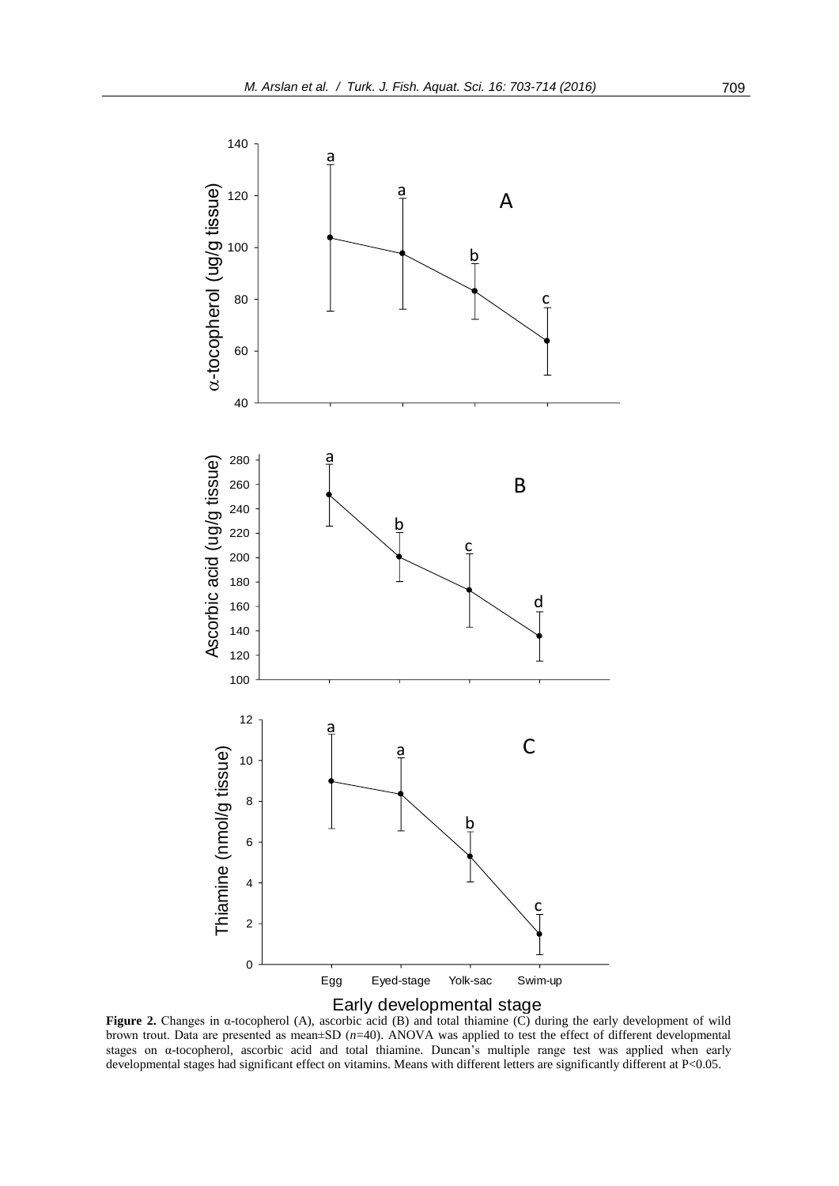**Figure 2.** Changes in α-tocopherol (A), ascorbic acid (B) and total thiamine (C) during the early development of wild brown trout. Data are presented as mean±SD ($n$=40). ANOVA was applied to test the effect of different developmental stages on α-tocopherol, ascorbic acid and total thiamine. Duncan's multiple range test was applied when early developmental stages had significant effect on vitamins. Means with different letters are significantly different at P<0.05.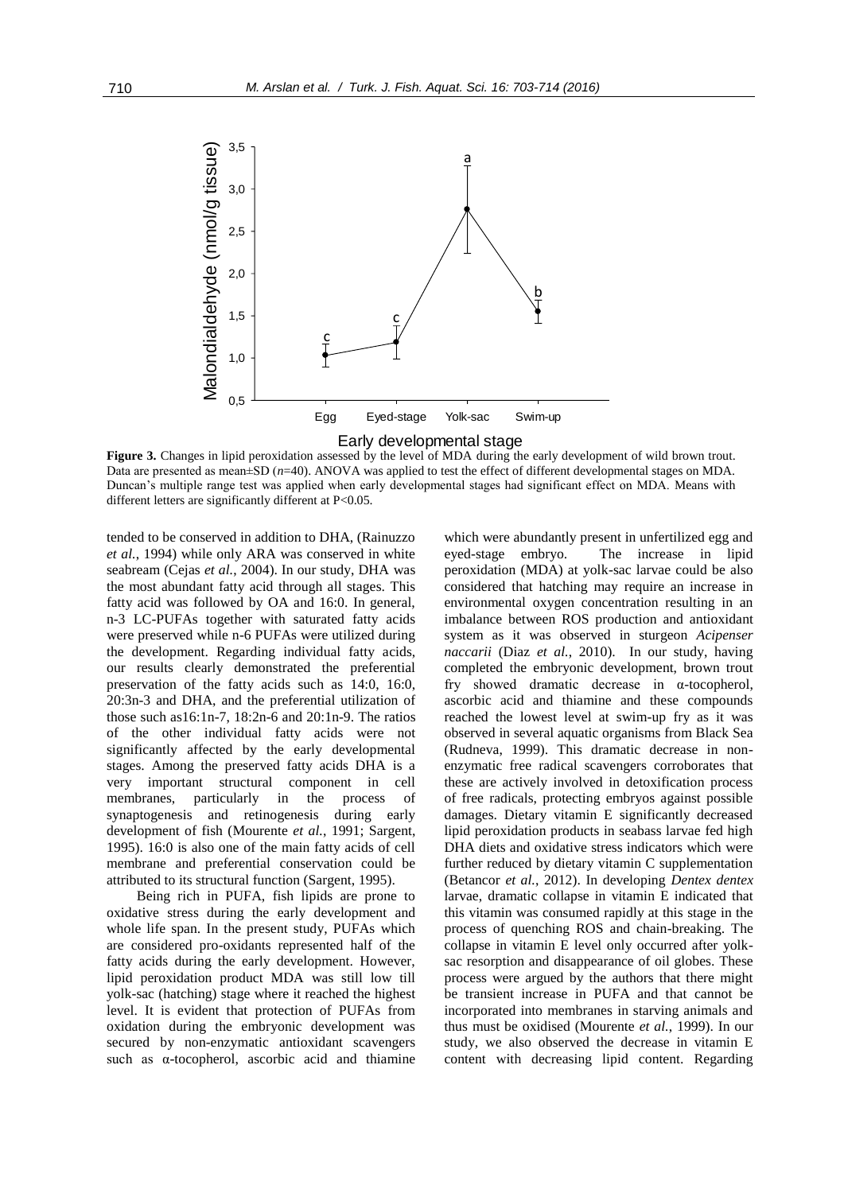**Figure 3.** Changes in lipid peroxidation assessed by the level of MDA during the early development of wild brown trout. Data are presented as mean±SD (*n*=40). ANOVA was applied to test the effect of different developmental stages on MDA. Duncan's multiple range test was applied when early developmental stages had significant effect on MDA. Means with different letters are significantly different at P<0.05.

tended to be conserved in addition to DHA, (Rainuzzo *et al.*, 1994) while only ARA was conserved in white seabream (Cejas *et al.*, 2004). In our study, DHA was the most abundant fatty acid through all stages. This fatty acid was followed by OA and 16:0. In general, n-3 LC-PUFAs together with saturated fatty acids were preserved while n-6 PUFAs were utilized during the development. Regarding individual fatty acids, our results clearly demonstrated the preferential preservation of the fatty acids such as 14:0, 16:0, 20:3n-3 and DHA, and the preferential utilization of those such as16:1n-7, 18:2n-6 and 20:1n-9. The ratios of the other individual fatty acids were not significantly affected by the early developmental stages. Among the preserved fatty acids DHA is a very important structural component in cell membranes, particularly in the process of synaptogenesis and retinogenesis during early development of fish (Mourente *et al.*, 1991; Sargent, 1995). 16:0 is also one of the main fatty acids of cell membrane and preferential conservation could be attributed to its structural function (Sargent, 1995).

Being rich in PUFA, fish lipids are prone to oxidative stress during the early development and whole life span. In the present study, PUFAs which are considered pro-oxidants represented half of the fatty acids during the early development. However, lipid peroxidation product MDA was still low till yolk-sac (hatching) stage where it reached the highest level. It is evident that protection of PUFAs from oxidation during the embryonic development was secured by non-enzymatic antioxidant scavengers such as α-tocopherol, ascorbic acid and thiamine which were abundantly present in unfertilized egg and eyed-stage embryo. The increase in lipid peroxidation (MDA) at yolk-sac larvae could be also considered that hatching may require an increase in environmental oxygen concentration resulting in an imbalance between ROS production and antioxidant system as it was observed in sturgeon *Acipenser naccarii* (Diaz *et al.*, 2010). In our study, having completed the embryonic development, brown trout fry showed dramatic decrease in α-tocopherol, ascorbic acid and thiamine and these compounds reached the lowest level at swim-up fry as it was observed in several aquatic organisms from Black Sea (Rudneva, 1999). This dramatic decrease in non-enzymatic free radical scavengers corroborates that these are actively involved in detoxification process of free radicals, protecting embryos against possible damages. Dietary vitamin E significantly decreased lipid peroxidation products in seabass larvae fed high DHA diets and oxidative stress indicators which were further reduced by dietary vitamin C supplementation (Betancor *et al.*, 2012). In developing *Dentex dentex* larvae, dramatic collapse in vitamin E indicated that this vitamin was consumed rapidly at this stage in the process of quenching ROS and chain-breaking. The collapse in vitamin E level only occurred after yolk-sac resorption and disappearance of oil globes. These process were argued by the authors that there might be transient increase in PUFA and that cannot be incorporated into membranes in starving animals and thus must be oxidised (Mourente *et al.*, 1999). In our study, we also observed the decrease in vitamin E content with decreasing lipid content. Regarding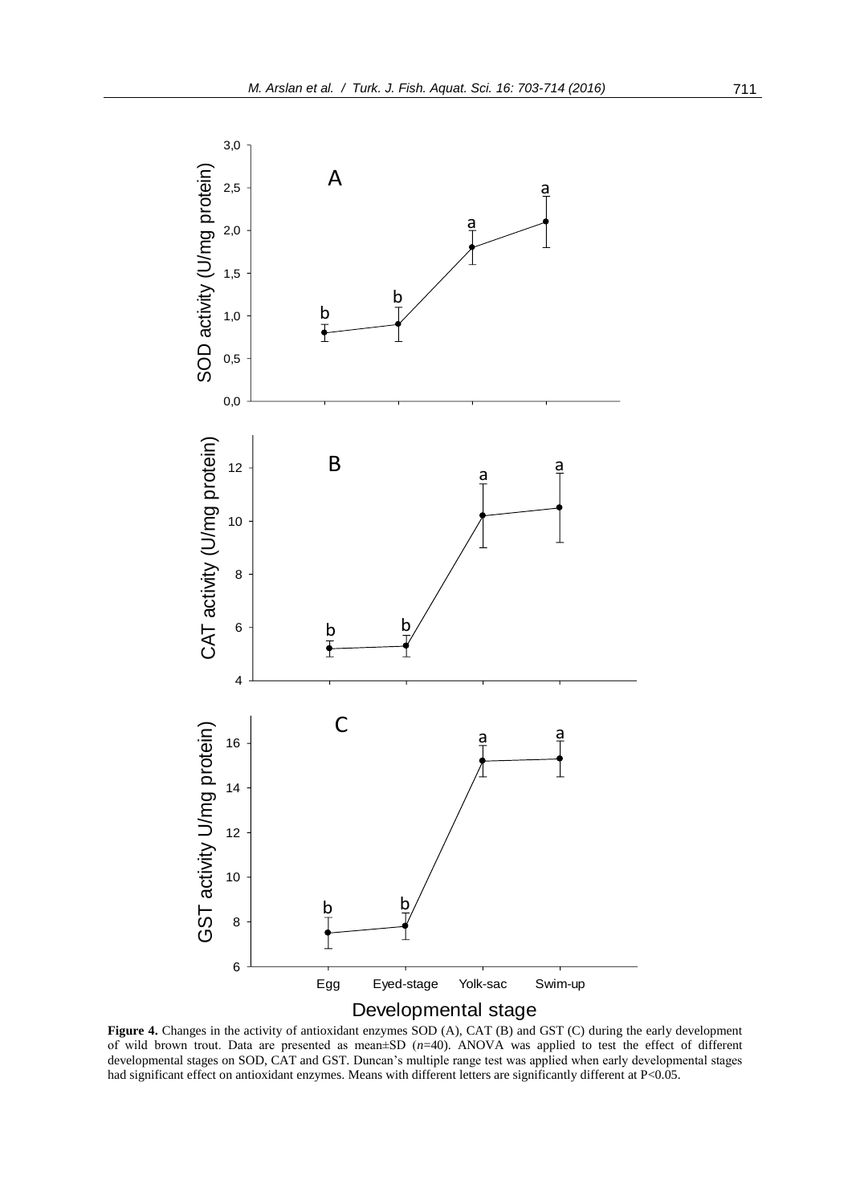**Figure 4.** Changes in the activity of antioxidant enzymes SOD (A), CAT (B) and GST (C) during the early development of wild brown trout. Data are presented as mean±SD ($n$=40). ANOVA was applied to test the effect of different developmental stages on SOD, CAT and GST. Duncan's multiple range test was applied when early developmental stages had significant effect on antioxidant enzymes. Means with different letters are significantly different at $P<0.05$.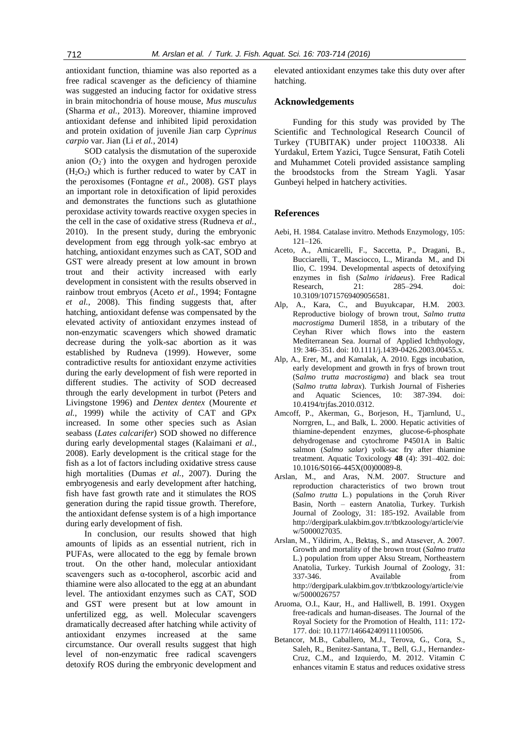antioxidant function, thiamine was also reported as a free radical scavenger as the deficiency of thiamine was suggested an inducing factor for oxidative stress in brain mitochondria of house mouse, *Mus musculus* (Sharma *et al.*, 2013). Moreover, thiamine improved antioxidant defense and inhibited lipid peroxidation and protein oxidation of juvenile Jian carp *Cyprinus carpio* var. Jian (Li *et al.*, 2014)

SOD catalysis the dismutation of the superoxide anion ($O_2^-$) into the oxygen and hydrogen peroxide ($H_2O_2$) which is further reduced to water by CAT in the peroxisomes (Fontagne *et al.*, 2008). GST plays an important role in detoxification of lipid peroxides and demonstrates the functions such as glutathione peroxidase activity towards reactive oxygen species in the cell in the case of oxidative stress (Rudneva *et al.*, 2010). In the present study, during the embryonic development from egg through yolk-sac embryo at hatching, antioxidant enzymes such as CAT, SOD and GST were already present at low amount in brown trout and their activity increased with early development in consistent with the results observed in rainbow trout embryos (Aceto *et al.*, 1994; Fontagne *et al.*, 2008). This finding suggests that, after hatching, antioxidant defense was compensated by the elevated activity of antioxidant enzymes instead of non-enzymatic scavengers which showed dramatic decrease during the yolk-sac abortion as it was established by Rudneva (1999). However, some contradictive results for antioxidant enzyme activities during the early development of fish were reported in different studies. The activity of SOD decreased through the early development in turbot (Peters and Livingstone 1996) and *Dentex dentex* (Mourente *et al.*, 1999) while the activity of CAT and GPx increased. In some other species such as Asian seabass (*Lates calcarifer*) SOD showed no difference during early developmental stages (Kalaimani *et al.*, 2008). Early development is the critical stage for the fish as a lot of factors including oxidative stress cause high mortalities (Dumas *et al.*, 2007). During the embryogenesis and early development after hatching, fish have fast growth rate and it stimulates the ROS generation during the rapid tissue growth. Therefore, the antioxidant defense system is of a high importance during early development of fish.

In conclusion, our results showed that high amounts of lipids as an essential nutrient, rich in PUFAs, were allocated to the egg by female brown trout. On the other hand, molecular antioxidant scavengers such as α-tocopherol, ascorbic acid and thiamine were also allocated to the egg at an abundant level. The antioxidant enzymes such as CAT, SOD and GST were present but at low amount in unfertilized egg, as well. Molecular scavengers dramatically decreased after hatching while activity of antioxidant enzymes increased at the same circumstance. Our overall results suggest that high level of non-enzymatic free radical scavengers detoxify ROS during the embryonic development and elevated antioxidant enzymes take this duty over after hatching.

## Acknowledgements

Funding for this study was provided by The Scientific and Technological Research Council of Turkey (TUBITAK) under project 110O338. Ali Yurdakul, Ertem Yazici, Tugce Sensurat, Fatih Coteli and Muhammet Coteli provided assistance sampling the broodstocks from the Stream Yagli. Yasar Gunbeyi helped in hatchery activities.

## References

Aebi, H. 1984. Catalase invitro. Methods Enzymology, 105: 121–126.

Aceto, A., Amicarelli, F., Saccetta, P., Dragani, B., Bucciarelli, T., Masciocco, L., Miranda M., and Di Ilio, C. 1994. Developmental aspects of detoxifying enzymes in fish (*Salmo iridaeus*). Free Radical Research, 21: 285–294. doi: 10.3109/10715769409056581.

Alp, A., Kara, C., and Buyukcapar, H.M. 2003. Reproductive biology of brown trout, *Salmo trutta macrostigma* Dumeril 1858, in a tributary of the Ceyhan River which flows into the eastern Mediterranean Sea. Journal of Applied Ichthyology, 19: 346–351. doi: 10.1111/j.1439-0426.2003.00455.x.

Alp, A., Erer, M., and Kamalak, A. 2010. Eggs incubation, early development and growth in frys of brown trout (S*almo trutta macrostigma*) and black sea trout (S*almo trutta labrax*). Turkish Journal of Fisheries and Aquatic Sciences, 10: 387-394. doi: 10.4194/trjfas.2010.0312.

Amcoff, P., Akerman, G., Borjeson, H., Tjarnlund, U., Norrgren, L., and Balk, L. 2000. Hepatic activities of thiamine-dependent enzymes, glucose-6-phosphate dehydrogenase and cytochrome P4501A in Baltic salmon (*Salmo salar*) yolk-sac fry after thiamine treatment. Aquatic Toxicology **48** (4): 391–402. doi: 10.1016/S0166-445X(00)00089-8.

Arslan, M., and Aras, N.M. 2007. Structure and reproduction characteristics of two brown trout (*Salmo trutta* L.) populations in the Çoruh River Basin, North – eastern Anatolia, Turkey. Turkish Journal of Zoology, 31: 185-192. Available from http://dergipark.ulakbim.gov.tr/tbtkzoology/article/view/5000027035.

Arslan, M., Yildirim, A., Bektaş, S., and Atasever, A. 2007. Growth and mortality of the brown trout (*Salmo trutta* L.) population from upper Aksu Stream, Northeastern Anatolia, Turkey. Turkish Journal of Zoology, 31: 337-346. Available from http://dergipark.ulakbim.gov.tr/tbtkzoology/article/view/5000026757

Aruoma, O.I., Kaur, H., and Halliwell, B. 1991. Oxygen free-radicals and human-diseases. The Journal of the Royal Society for the Promotion of Health, 111: 172-177. doi: 10.1177/146642409111100506.

Betancor, M.B., Caballero, M.J., Terova, G., Cora, S., Saleh, R., Benitez-Santana, T., Bell, G.J., Hernandez-Cruz, C.M., and Izquierdo, M. 2012. Vitamin C enhances vitamin E status and reduces oxidative stress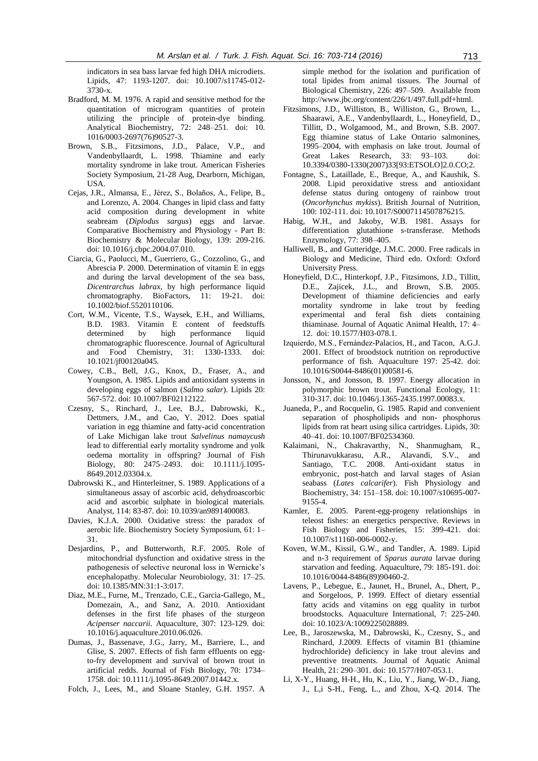indicators in sea bass larvae fed high DHA microdiets. Lipids, 47: 1193-1207. doi: 10.1007/s11745-012-3730-x.

Bradford, M. M. 1976. A rapid and sensitive method for the quantitation of microgram quantities of protein utilizing the principle of protein-dye binding. Analytical Biochemistry, 72: 248–251. doi: 10. 1016/0003-2697(76)90527-3.

Brown, S.B., Fitzsimons, J.D., Palace, V.P., and Vandenbyllaardt, L. 1998. Thiamine and early mortality syndrome in lake trout. American Fisheries Society Symposium, 21-28 Aug, Dearborn, Michigan, USA.

Cejas, J.R., Almansa, E., Jérez, S., Bolaños, A., Felipe, B., and Lorenzo, A. 2004. Changes in lipid class and fatty acid composition during development in white seabream (*Diplodus sargus*) eggs and larvae. Comparative Biochemistry and Physiology - Part B: Biochemistry & Molecular Biology, 139: 209-216. doi: 10.1016/j.cbpc.2004.07.010.

Ciarcia, G., Paolucci, M., Guerriero, G., Cozzolino, G., and Abrescia P. 2000. Determination of vitamin E in eggs and during the larval development of the sea bass, *Dicentrarchus labrax*, by high performance liquid chromatography. BioFactors, 11: 19-21. doi: 10.1002/biof.5520110106.

Cort, W.M., Vicente, T.S., Waysek, E.H., and Williams, B.D. 1983. Vitamin E content of feedstuffs determined by high performance liquid chromatographic fluorescence. Journal of Agricultural and Food Chemistry, 31: 1330-1333. doi: 10.1021/jf00120a045.

Cowey, C.B., Bell, J.G., Knox, D., Fraser, A., and Youngson, A. 1985. Lipids and antioxidant systems in developing eggs of salmon (*Salmo salar*). Lipids 20: 567-572. doi: 10.1007/BF02112122.

Czesny, S., Rinchard, J., Lee, B.J., Dabrowski, K., Dettmers, J.M., and Cao, Y. 2012. Does spatial variation in egg thiamine and fatty-acid concentration of Lake Michigan lake trout *Salvelinus namaycush* lead to differential early mortality syndrome and yolk oedema mortality in offspring? Journal of Fish Biology, 80: 2475–2493. doi: 10.1111/j.1095-8649.2012.03304.x.

Dabrowski K., and Hinterleitner, S. 1989. Applications of a simultaneous assay of ascorbic acid, dehydroascorbic acid and ascorbic sulphate in biological materials. Analyst, 114: 83-87. doi: 10.1039/an9891400083.

Davies, K.J.A. 2000. Oxidative stress: the paradox of aerobic life. Biochemistry Society Symposium, 61: 1–31.

Desjardins, P., and Butterworth, R.F. 2005. Role of mitochondrial dysfunction and oxidative stress in the pathogenesis of selective neuronal loss in Wernicke's encephalopathy. Molecular Neurobiology, 31: 17–25. doi: 10.1385/MN:31:1-3:017.

Diaz, M.E., Furne, M., Trenzado, C.E., Garcia-Gallego, M., Domezain, A., and Sanz, A. 2010. Antioxidant defenses in the first life phases of the sturgeon *Acipenser naccarii*. Aquaculture, 307: 123-129. doi: 10.1016/j.aquaculture.2010.06.026.

Dumas, J., Bassenave, J.G., Jarry, M., Barriere, L., and Glise, S. 2007. Effects of fish farm effluents on egg-to-fry development and survival of brown trout in artificial redds. Journal of Fish Biology, 70: 1734–1758. doi: 10.1111/j.1095-8649.2007.01442.x.

Folch, J., Lees, M., and Sloane Stanley, G.H. 1957. A simple method for the isolation and purification of total lipides from animal tissues. The Journal of Biological Chemistry, 226: 497–509. Available from http://www.jbc.org/content/226/1/497.full.pdf+html.

Fitzsimons, J.D., Williston, B., Williston, G., Brown, L., Shaarawi, A.E., Vandenbyllaardt, L., Honeyfield, D., Tillitt, D., Wolgamood, M., and Brown, S.B. 2007. Egg thiamine status of Lake Ontario salmonines, 1995–2004, with emphasis on lake trout. Journal of Great Lakes Research, 33: 93–103. doi: 10.3394/0380-1330(2007)33[93:ETSOLO]2.0.CO;2.

Fontagne, S., Lataillade, E., Breque, A., and Kaushik, S. 2008. Lipid peroxidative stress and antioxidant defense status during ontogeny of rainbow trout (*Oncorhynchus mykiss*). British Journal of Nutrition, 100: 102-111. doi: 10.1017/S0007114507876215.

Habig, W.H., and Jakoby, W.B. 1981. Assays for differentiation glutathione s-transferase. Methods Enzymology, 77: 398–405.

Halliwell, B., and Gutteridge, J.M.C. 2000. Free radicals in Biology and Medicine, Third edn. Oxford: Oxford University Press.

Honeyfield, D.C., Hinterkopf, J.P., Fitzsimons, J.D., Tillitt, D.E., Zajicek, J.L., and Brown, S.B. 2005. Development of thiamine deficiencies and early mortality syndrome in lake trout by feeding experimental and feral fish diets containing thiaminase. Journal of Aquatic Animal Health, 17: 4–12. doi: 10.1577/H03-078.1.

Izquierdo, M.S., Fernández-Palacios, H., and Tacon, A.G.J. 2001. Effect of broodstock nutrition on reproductive performance of fish. Aquaculture 197: 25-42. doi: 10.1016/S0044-8486(01)00581-6.

Jonsson, N., and Jonsson, B. 1997. Energy allocation in polymorphic brown trout. Functional Ecology, 11: 310-317. doi: 10.1046/j.1365-2435.1997.00083.x.

Juaneda, P., and Rocquelin, G. 1985. Rapid and convenient separation of phospholipids and non- phosphorus lipids from rat heart using silica cartridges. Lipids, 30: 40–41. doi: 10.1007/BF02534360.

Kalaimani, N., Chakravarthy, N., Shanmugham, R., Thirunavukkarasu, A.R., Alavandi, S.V., and Santiago, T.C. 2008. Anti-oxidant status in embryonic, post-hatch and larval stages of Asian seabass (*Lates calcarifer*). Fish Physiology and Biochemistry, 34: 151–158. doi: 10.1007/s10695-007-9155-4.

Kamler, E. 2005. Parent-egg-progeny relationships in teleost fishes: an energetics perspective. Reviews in Fish Biology and Fisheries, 15: 399-421. doi: 10.1007/s11160-006-0002-y.

Koven, W.M., Kissil, G.W., and Tandler, A. 1989. Lipid and n-3 requirement of *Sparus aurata* larvae during starvation and feeding. Aquaculture, 79: 185-191. doi: 10.1016/0044-8486(89)90460-2.

Lavens, P., Lebegue, E., Jaunet, H., Brunel, A., Dhert, P., and Sorgeloos, P. 1999. Effect of dietary essential fatty acids and vitamins on egg quality in turbot broodstocks. Aquaculture International, 7: 225-240. doi: 10.1023/A:1009225028889.

Lee, B., Jaroszewska, M., Dabrowski, K., Czesny, S., and Rinchard, J.2009. Effects of vitamin B1 (thiamine hydrochloride) deficiency in lake trout alevins and preventive treatments. Journal of Aquatic Animal Health, 21: 290–301. doi: 10.1577/H07-053.1.

Li, X-Y., Huang, H-H., Hu, K., Liu, Y., Jiang, W-D., Jiang, J., L,i S-H., Feng, L., and Zhou, X-Q. 2014. The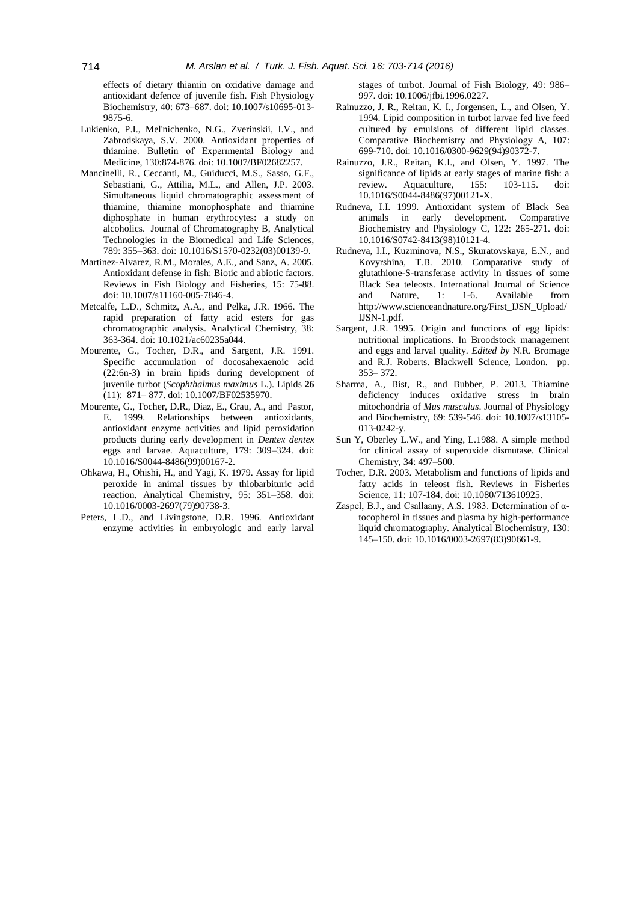effects of dietary thiamin on oxidative damage and antioxidant defence of juvenile fish. Fish Physiology Biochemistry, 40: 673–687. doi: 10.1007/s10695-013-9875-6.

Lukienko, P.I., Mel'nichenko, N.G., Zverinskii, I.V., and Zabrodskaya, S.V. 2000. Antioxidant properties of thiamine. Bulletin of Experımental Biology and Medicine, 130:874-876. doi: 10.1007/BF02682257.

Mancinelli, R., Ceccanti, M., Guiducci, M.S., Sasso, G.F., Sebastiani, G., Attilia, M.L., and Allen, J.P. 2003. Simultaneous liquid chromatographic assessment of thiamine, thiamine monophosphate and thiamine diphosphate in human erythrocytes: a study on alcoholics. Journal of Chromatography B, Analytical Technologies in the Biomedical and Life Sciences, 789: 355–363. doi: 10.1016/S1570-0232(03)00139-9.

Martinez-Alvarez, R.M., Morales, A.E., and Sanz, A. 2005. Antioxidant defense in fish: Biotic and abiotic factors. Reviews in Fish Biology and Fisheries, 15: 75-88. doi: 10.1007/s11160-005-7846-4.

Metcalfe, L.D., Schmitz, A.A., and Pelka, J.R. 1966. The rapid preparation of fatty acid esters for gas chromatographic analysis. Analytical Chemistry, 38: 363-364. doi: 10.1021/ac60235a044.

Mourente, G., Tocher, D.R., and Sargent, J.R. 1991. Specific accumulation of docosahexaenoic acid (22:6n-3) in brain lipids during development of juvenile turbot (*Scophthalmus maximus* L.). Lipids **26** (11): 871– 877. doi: 10.1007/BF02535970.

Mourente, G., Tocher, D.R., Diaz, E., Grau, A., and Pastor, E. 1999. Relationships between antioxidants, antioxidant enzyme activities and lipid peroxidation products during early development in *Dentex dentex* eggs and larvae. Aquaculture, 179: 309–324. doi: 10.1016/S0044-8486(99)00167-2.

Ohkawa, H., Ohishi, H., and Yagi, K. 1979. Assay for lipid peroxide in animal tissues by thiobarbituric acid reaction. Analytical Chemistry, 95: 351–358. doi: 10.1016/0003-2697(79)90738-3.

Peters, L.D., and Livingstone, D.R. 1996. Antioxidant enzyme activities in embryologic and early larval stages of turbot. Journal of Fish Biology, 49: 986–997. doi: 10.1006/jfbi.1996.0227.

Rainuzzo, J. R., Reitan, K. I., Jorgensen, L., and Olsen, Y. 1994. Lipid composition in turbot larvae fed live feed cultured by emulsions of different lipid classes. Comparative Biochemistry and Physiology A, 107: 699-710. doi: 10.1016/0300-9629(94)90372-7.

Rainuzzo, J.R., Reitan, K.I., and Olsen, Y. 1997. The significance of lipids at early stages of marine fish: a review. Aquaculture, 155: 103-115. doi: 10.1016/S0044-8486(97)00121-X.

Rudneva, I.I. 1999. Antioxidant system of Black Sea animals in early development. Comparative Biochemistry and Physiology C, 122: 265-271. doi: 10.1016/S0742-8413(98)10121-4.

Rudneva, I.I., Kuzminova, N.S., Skuratovskaya, E.N., and Kovyrshina, T.B. 2010. Comparative study of glutathione-S-transferase activity in tissues of some Black Sea teleosts. International Journal of Science and Nature, 1: 1-6. Available from http://www.scienceandnature.org/First_IJSN_Upload/IJSN-1.pdf.

Sargent, J.R. 1995. Origin and functions of egg lipids: nutritional implications. In Broodstock management and eggs and larval quality. *Edited by* N.R. Bromage and R.J. Roberts. Blackwell Science, London. pp. 353– 372.

Sharma, A., Bist, R., and Bubber, P. 2013. Thiamine deficiency induces oxidative stress in brain mitochondria of *Mus musculus*. Journal of Physiology and Biochemistry, 69: 539-546. doi: 10.1007/s13105-013-0242-y.

Sun Y, Oberley L.W., and Ying, L.1988. A simple method for clinical assay of superoxide dismutase. Clinical Chemistry, 34: 497–500.

Tocher, D.R. 2003. Metabolism and functions of lipids and fatty acids in teleost fish. Reviews in Fisheries Science, 11: 107-184. doi: 10.1080/713610925.

Zaspel, B.J., and Csallaany, A.S. 1983. Determination of α-tocopherol in tissues and plasma by high-performance liquid chromatography. Analytical Biochemistry, 130: 145–150. doi: 10.1016/0003-2697(83)90661-9.